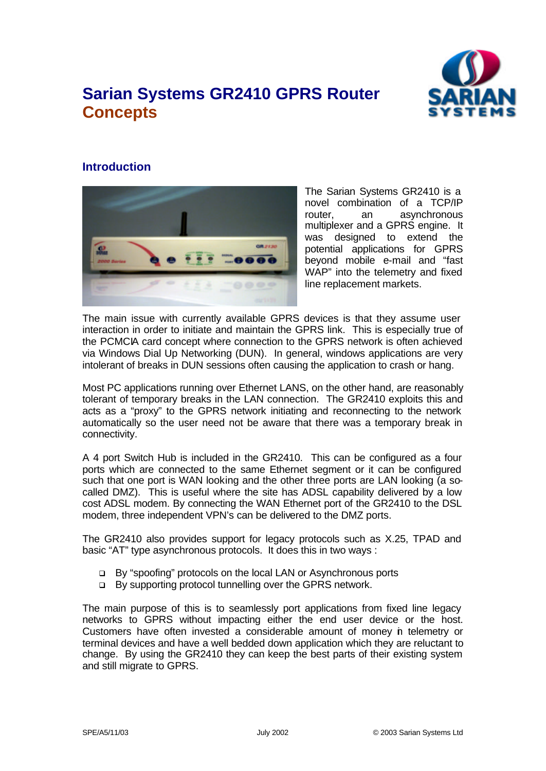# Sarian Systems GR2410 GPRS Router Concepts

## Introduction

The Sarian Systems GR2410 is a novel combination of a TCP/IP router, an asynchronous multiplexer and a GPRS engine. It was designed to extend the potential applications for GPRS beyond mobile e-mail and "fast WAP" into the telemetry and fixed line replacement markets.

The main issue with currently available GPRS devices is that they assume user interaction in order to initiate and maintain the GPRS link. This is especially true of the PCMCIA card concept where connection to the GPRS network is often achieved via Windows Dial Up Networking (DUN). In general, windows applications are very intolerant of breaks in DUN sessions often causing the application to crash or hang.

Most PC applications running over Ethernet LANS, on the other hand, are reasonably tolerant of temporary breaks in the LAN connection. The GR2410 exploits this and acts as a "proxy" to the GPRS network initiating and reconnecting to the network automatically so the user need not be aware that there was a temporary break in connectivity.

A 4 port Switch Hub is included in the GR2410. This can be configured as a four ports which are connected to the same Ethernet segment or it can be configured such that one port is WAN looking and the other three ports are LAN looking (a so-called DMZ). This is useful where the site has ADSL capability delivered by a low cost ADSL modem. By connecting the WAN Ethernet port of the GR2410 to the DSL modem, three independent VPN's can be delivered to the DMZ ports.

The GR2410 also provides support for legacy protocols such as X.25, TPAD and basic "AT" type asynchronous protocols. It does this in two ways :

- By "spoofing" protocols on the local LAN or Asynchronous ports
- By supporting protocol tunnelling over the GPRS network.

The main purpose of this is to seamlessly port applications from fixed line legacy networks to GPRS without impacting either the end user device or the host. Customers have often invested a considerable amount of money in telemetry or terminal devices and have a well bedded down application which they are reluctant to change. By using the GR2410 they can keep the best parts of their existing system and still migrate to GPRS.

SPE/A5/11/03 July 2002 © 2003 Sarian Systems Ltd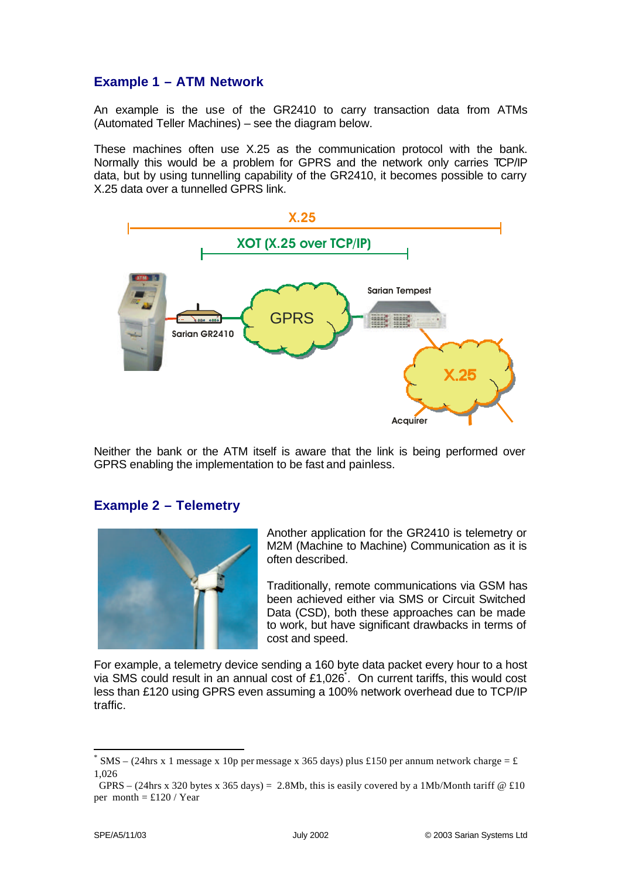## Example 1 – ATM Network

An example is the use of the GR2410 to carry transaction data from ATMs (Automated Teller Machines) – see the diagram below.

These machines often use X.25 as the communication protocol with the bank. Normally this would be a problem for GPRS and the network only carries TCP/IP data, but by using tunnelling capability of the GR2410, it becomes possible to carry X.25 data over a tunnelled GPRS link.

Neither the bank or the ATM itself is aware that the link is being performed over GPRS enabling the implementation to be fast and painless.

## Example 2 – Telemetry

Another application for the GR2410 is telemetry or M2M (Machine to Machine) Communication as it is often described.

Traditionally, remote communications via GSM has been achieved either via SMS or Circuit Switched Data (CSD), both these approaches can be made to work, but have significant drawbacks in terms of cost and speed.

For example, a telemetry device sending a 160 byte data packet every hour to a host via SMS could result in an annual cost of £1,026*. On current tariffs, this would cost less than £120 using GPRS even assuming a 100% network overhead due to TCP/IP traffic.

---

* SMS – (24hrs x 1 message x 10p per message x 365 days) plus £150 per annum network charge = £ 1,026

GPRS – (24hrs x 320 bytes x 365 days) = 2.8Mb, this is easily covered by a 1Mb/Month tariff @ £10 per month = £120 / Year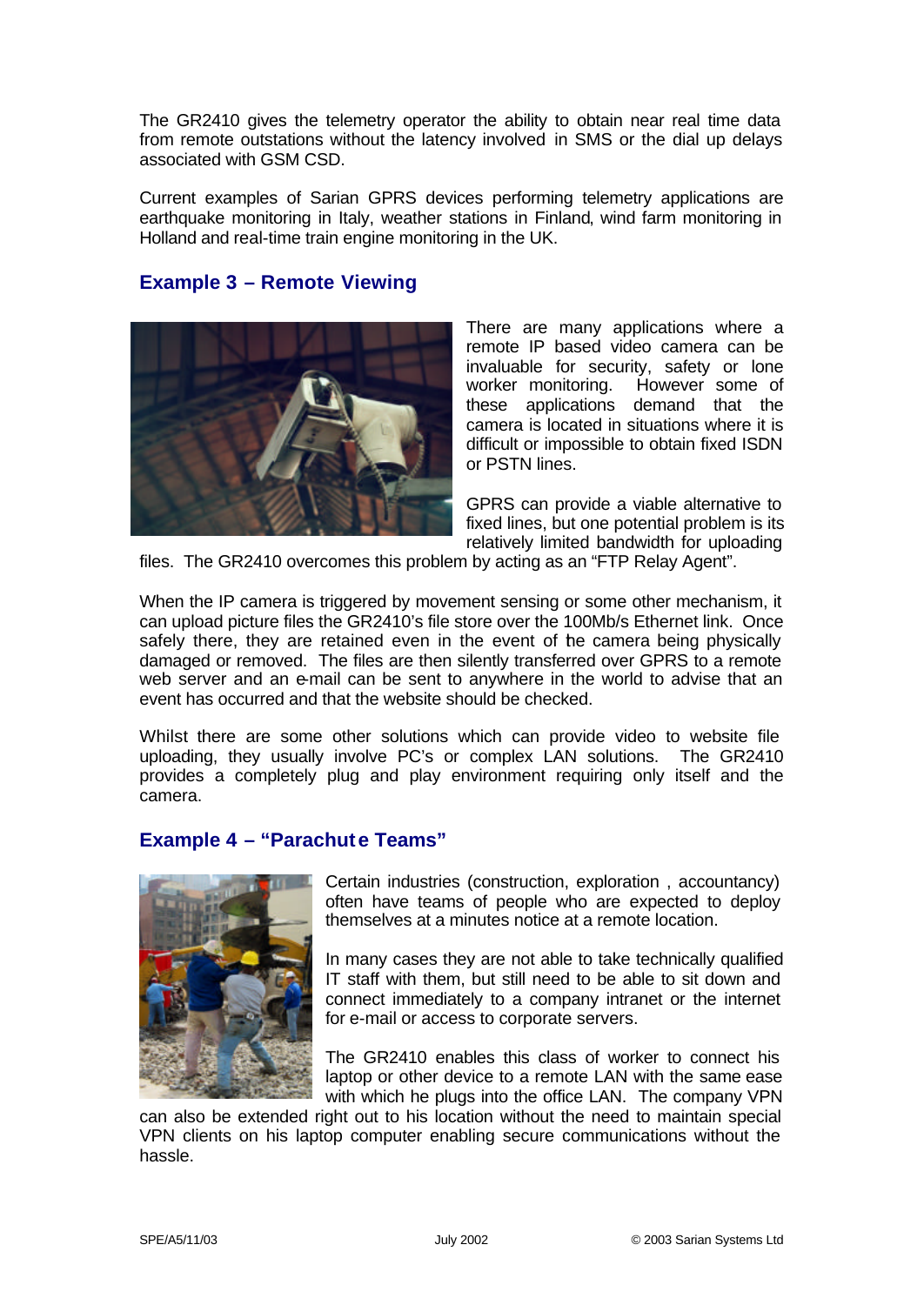The GR2410 gives the telemetry operator the ability to obtain near real time data from remote outstations without the latency involved in SMS or the dial up delays associated with GSM CSD.

Current examples of Sarian GPRS devices performing telemetry applications are earthquake monitoring in Italy, weather stations in Finland, wind farm monitoring in Holland and real-time train engine monitoring in the UK.

## Example 3 – Remote Viewing

There are many applications where a remote IP based video camera can be invaluable for security, safety or lone worker monitoring. However some of these applications demand that the camera is located in situations where it is difficult or impossible to obtain fixed ISDN or PSTN lines.

GPRS can provide a viable alternative to fixed lines, but one potential problem is its relatively limited bandwidth for uploading files. The GR2410 overcomes this problem by acting as an "FTP Relay Agent".

When the IP camera is triggered by movement sensing or some other mechanism, it can upload picture files the GR2410's file store over the 100Mb/s Ethernet link. Once safely there, they are retained even in the event of the camera being physically damaged or removed. The files are then silently transferred over GPRS to a remote web server and an e-mail can be sent to anywhere in the world to advise that an event has occurred and that the website should be checked.

Whilst there are some other solutions which can provide video to website file uploading, they usually involve PC's or complex LAN solutions. The GR2410 provides a completely plug and play environment requiring only itself and the camera.

## Example 4 – "Parachute Teams"

Certain industries (construction, exploration , accountancy) often have teams of people who are expected to deploy themselves at a minutes notice at a remote location.

In many cases they are not able to take technically qualified IT staff with them, but still need to be able to sit down and connect immediately to a company intranet or the internet for e-mail or access to corporate servers.

The GR2410 enables this class of worker to connect his laptop or other device to a remote LAN with the same ease with which he plugs into the office LAN. The company VPN can also be extended right out to his location without the need to maintain special VPN clients on his laptop computer enabling secure communications without the hassle.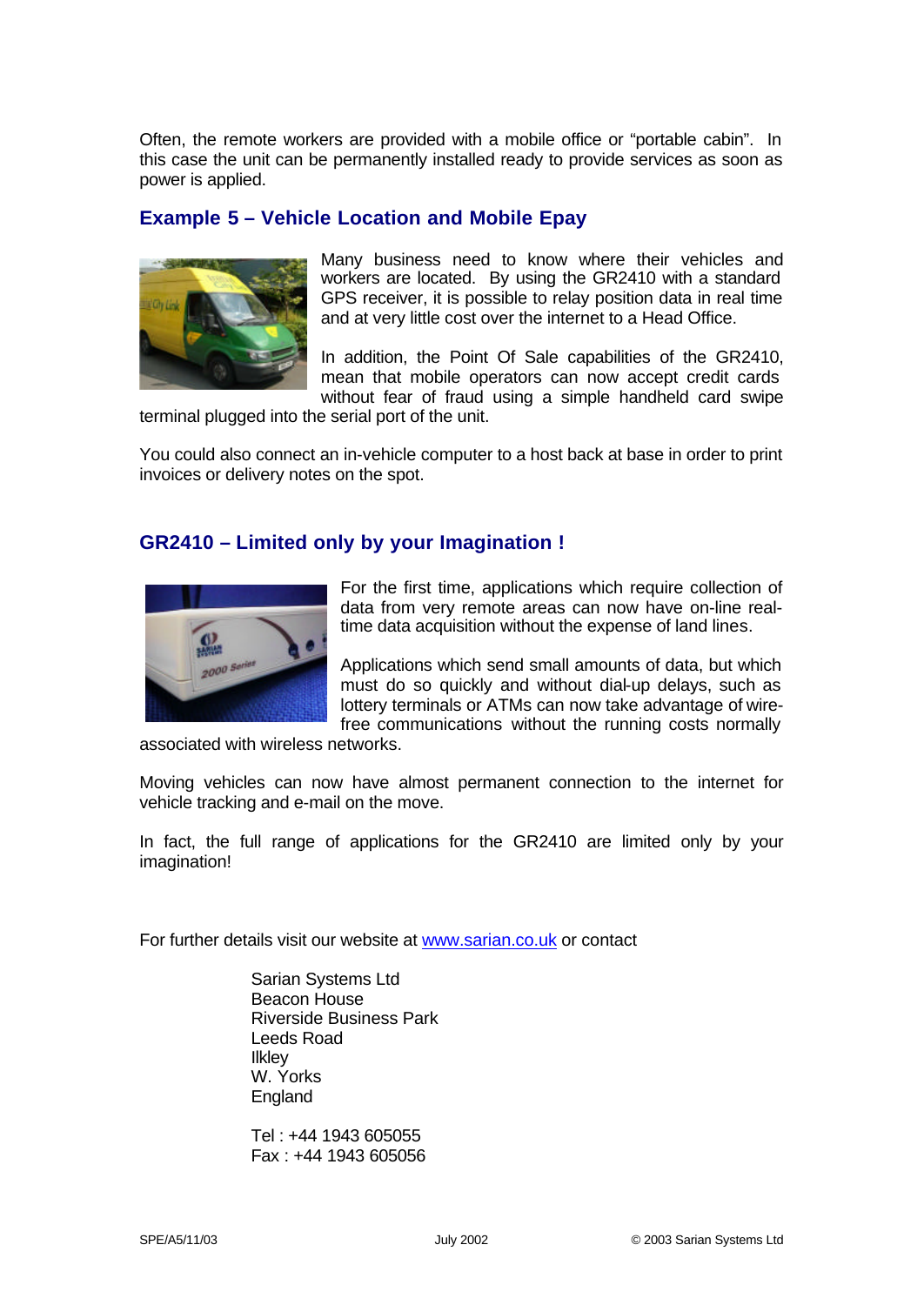Often, the remote workers are provided with a mobile office or "portable cabin". In this case the unit can be permanently installed ready to provide services as soon as power is applied.

## Example 5 – Vehicle Location and Mobile Epay

Many business need to know where their vehicles and workers are located. By using the GR2410 with a standard GPS receiver, it is possible to relay position data in real time and at very little cost over the internet to a Head Office.

In addition, the Point Of Sale capabilities of the GR2410, mean that mobile operators can now accept credit cards without fear of fraud using a simple handheld card swipe terminal plugged into the serial port of the unit.

You could also connect an in-vehicle computer to a host back at base in order to print invoices or delivery notes on the spot.

## GR2410 – Limited only by your Imagination !

For the first time, applications which require collection of data from very remote areas can now have on-line real-time data acquisition without the expense of land lines.

Applications which send small amounts of data, but which must do so quickly and without dial-up delays, such as lottery terminals or ATMs can now take advantage of wire-free communications without the running costs normally associated with wireless networks.

Moving vehicles can now have almost permanent connection to the internet for vehicle tracking and e-mail on the move.

In fact, the full range of applications for the GR2410 are limited only by your imagination!

For further details visit our website at www.sarian.co.uk or contact

Sarian Systems Ltd
Beacon House
Riverside Business Park
Leeds Road
Ilkley
W. Yorks
England

Tel : +44 1943 605055
Fax : +44 1943 605056

SPE/A5/11/03 July 2002 © 2003 Sarian Systems Ltd